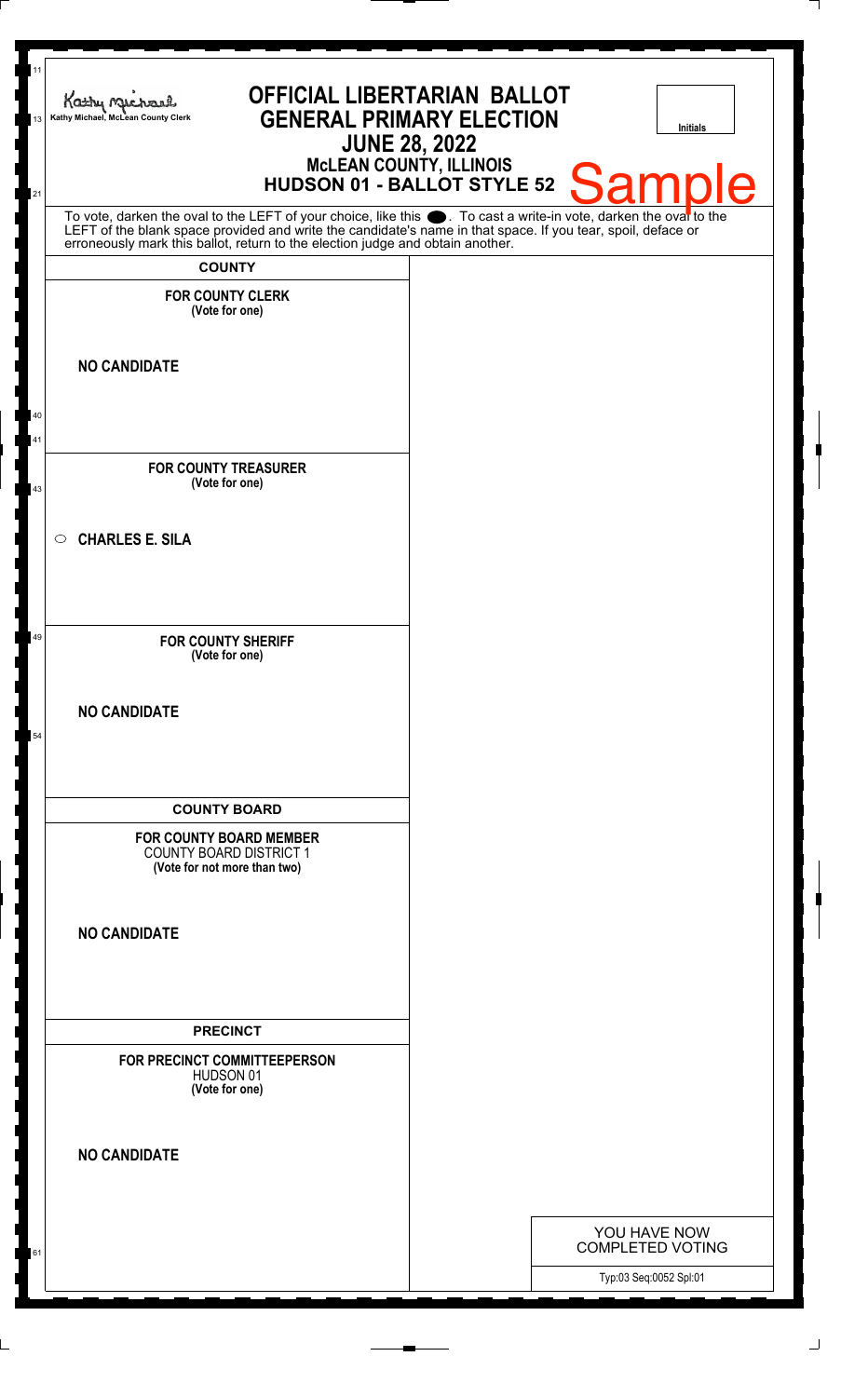Kathy Michael, McLean County Clerk

# OFFICIAL LIBERTARIAN BALLOT
## GENERAL PRIMARY ELECTION
## JUNE 28, 2022
### McLEAN COUNTY, ILLINOIS
### HUDSON 01 - BALLOT STYLE 52

Initials

Sample

To vote, darken the oval to the LEFT of your choice, like this ⬬. To cast a write-in vote, darken the oval to the LEFT of the blank space provided and write the candidate's name in that space. If you tear, spoil, deface or erroneously mark this ballot, return to the election judge and obtain another.

## COUNTY

**FOR COUNTY CLERK**
**(Vote for one)**

**NO CANDIDATE**

**FOR COUNTY TREASURER**
**(Vote for one)**

○ **CHARLES E. SILA**

**FOR COUNTY SHERIFF**
**(Vote for one)**

**NO CANDIDATE**

## COUNTY BOARD

**FOR COUNTY BOARD MEMBER**
COUNTY BOARD DISTRICT 1
**(Vote for not more than two)**

**NO CANDIDATE**

## PRECINCT

**FOR PRECINCT COMMITTEEPERSON**
HUDSON 01
**(Vote for one)**

**NO CANDIDATE**

YOU HAVE NOW COMPLETED VOTING

Typ:03 Seq:0052 Spl:01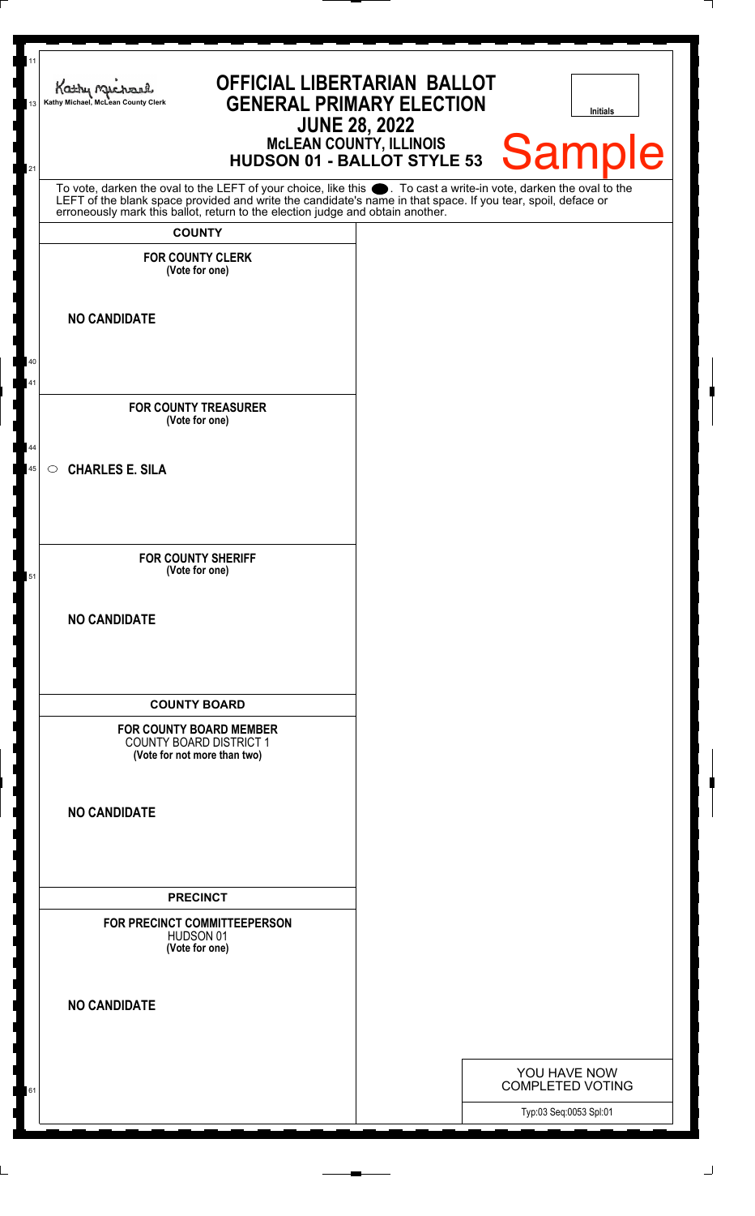Kathy Michael, McLean County Clerk

# OFFICIAL LIBERTARIAN BALLOT
## GENERAL PRIMARY ELECTION
### JUNE 28, 2022
### McLEAN COUNTY, ILLINOIS
### HUDSON 01 - BALLOT STYLE 53

Initials

Sample

To vote, darken the oval to the LEFT of your choice, like this ●. To cast a write-in vote, darken the oval to the LEFT of the blank space provided and write the candidate's name in that space. If you tear, spoil, deface or erroneously mark this ballot, return to the election judge and obtain another.

## COUNTY

**FOR COUNTY CLERK**
**(Vote for one)**

**NO CANDIDATE**

**FOR COUNTY TREASURER**
**(Vote for one)**

○ **CHARLES E. SILA**

**FOR COUNTY SHERIFF**
**(Vote for one)**

**NO CANDIDATE**

## COUNTY BOARD

**FOR COUNTY BOARD MEMBER**
COUNTY BOARD DISTRICT 1
**(Vote for not more than two)**

**NO CANDIDATE**

## PRECINCT

**FOR PRECINCT COMMITTEEPERSON**
HUDSON 01
**(Vote for one)**

**NO CANDIDATE**

YOU HAVE NOW COMPLETED VOTING

Typ:03 Seq:0053 Spl:01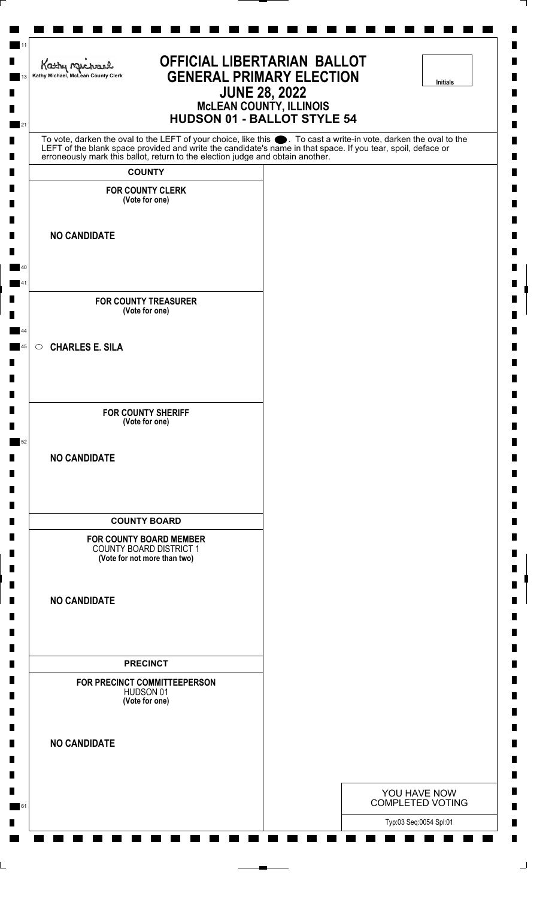Kathy Michael, McLean County Clerk

# OFFICIAL LIBERTARIAN BALLOT
## GENERAL PRIMARY ELECTION
### JUNE 28, 2022
### McLEAN COUNTY, ILLINOIS
### HUDSON 01 - BALLOT STYLE 54

Initials

To vote, darken the oval to the LEFT of your choice, like this ⬬. To cast a write-in vote, darken the oval to the LEFT of the blank space provided and write the candidate's name in that space. If you tear, spoil, deface or erroneously mark this ballot, return to the election judge and obtain another.

**COUNTY**

**FOR COUNTY CLERK**
**(Vote for one)**

**NO CANDIDATE**

**FOR COUNTY TREASURER**
**(Vote for one)**

○ **CHARLES E. SILA**

**FOR COUNTY SHERIFF**
**(Vote for one)**

**NO CANDIDATE**

**COUNTY BOARD**

**FOR COUNTY BOARD MEMBER**
COUNTY BOARD DISTRICT 1
**(Vote for not more than two)**

**NO CANDIDATE**

**PRECINCT**

**FOR PRECINCT COMMITTEEPERSON**
HUDSON 01
**(Vote for one)**

**NO CANDIDATE**

YOU HAVE NOW COMPLETED VOTING

Typ:03 Seq:0054 Spl:01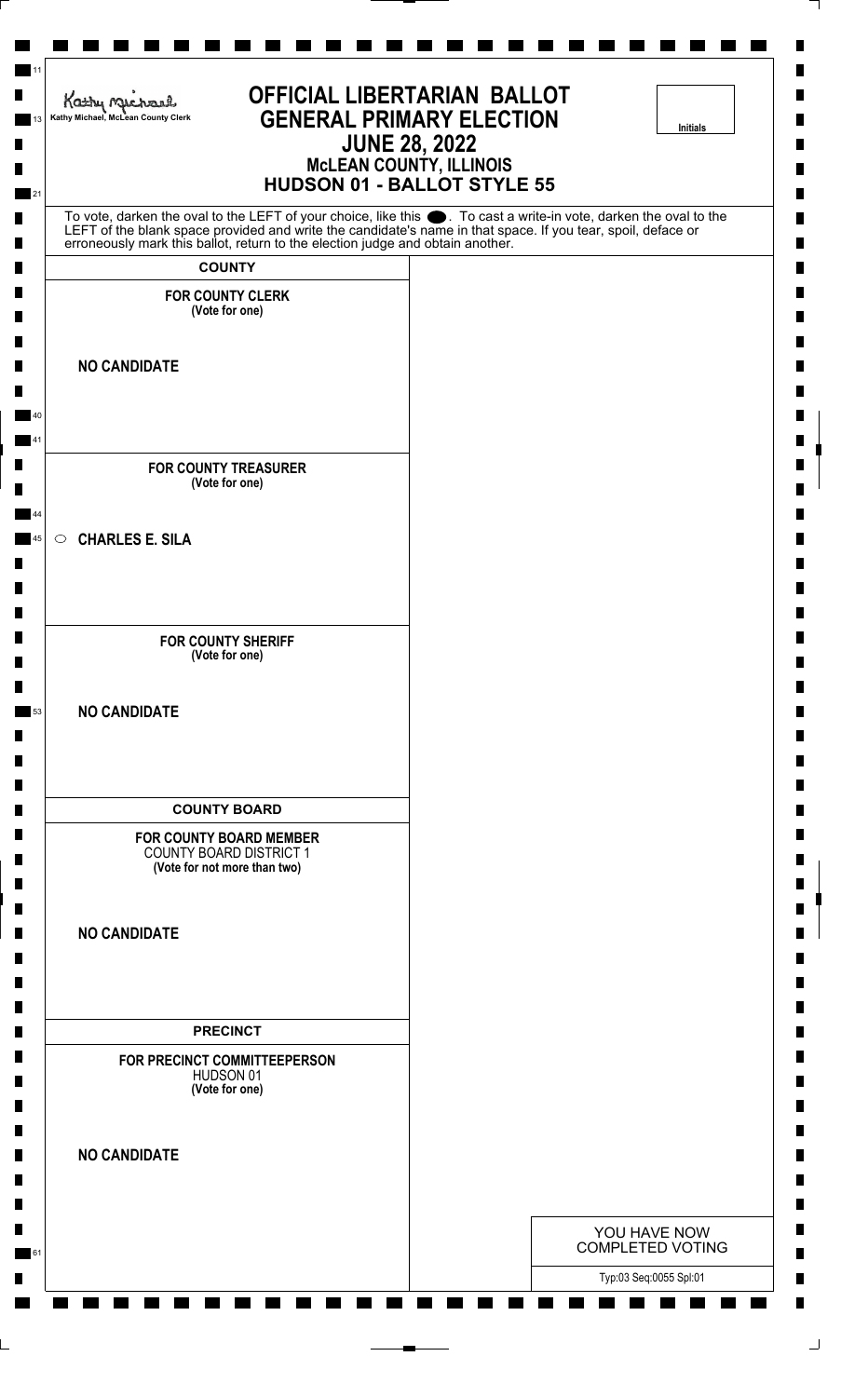Kathy Michael, McLean County Clerk

# OFFICIAL LIBERTARIAN BALLOT
## GENERAL PRIMARY ELECTION
## JUNE 28, 2022
### McLEAN COUNTY, ILLINOIS
### HUDSON 01 - BALLOT STYLE 55

Initials

To vote, darken the oval to the LEFT of your choice, like this ⬬. To cast a write-in vote, darken the oval to the LEFT of the blank space provided and write the candidate's name in that space. If you tear, spoil, deface or erroneously mark this ballot, return to the election judge and obtain another.

**COUNTY**

**FOR COUNTY CLERK**
**(Vote for one)**

**NO CANDIDATE**

**FOR COUNTY TREASURER**
**(Vote for one)**

○ **CHARLES E. SILA**

**FOR COUNTY SHERIFF**
**(Vote for one)**

**NO CANDIDATE**

**COUNTY BOARD**

**FOR COUNTY BOARD MEMBER**
COUNTY BOARD DISTRICT 1
**(Vote for not more than two)**

**NO CANDIDATE**

**PRECINCT**

**FOR PRECINCT COMMITTEEPERSON**
HUDSON 01
**(Vote for one)**

**NO CANDIDATE**

YOU HAVE NOW COMPLETED VOTING

Typ:03 Seq:0055 Spl:01